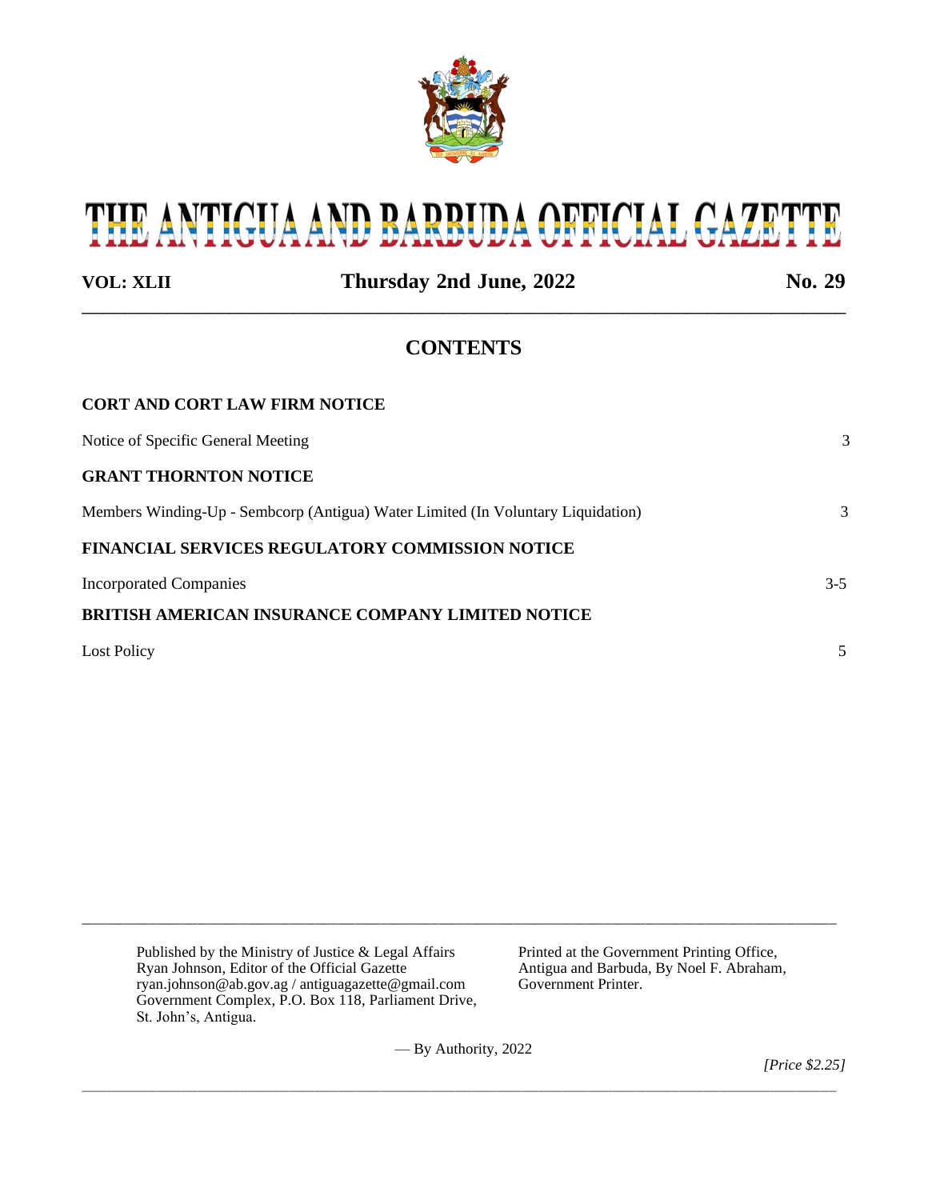# THE ANTIGUA AND BARBUDA OFFICIAL GAZETTE

**VOL: XLII** **Thursday 2nd June, 2022** **No. 29**

## CONTENTS

| | |
|---|---|
| **CORT AND CORT LAW FIRM NOTICE** | |
| Notice of Specific General Meeting | 3 |
| **GRANT THORNTON NOTICE** | |
| Members Winding-Up - Sembcorp (Antigua) Water Limited (In Voluntary Liquidation) | 3 |
| **FINANCIAL SERVICES REGULATORY COMMISSION NOTICE** | |
| Incorporated Companies | 3-5 |
| **BRITISH AMERICAN INSURANCE COMPANY LIMITED NOTICE** | |
| Lost Policy | 5 |

Published by the Ministry of Justice & Legal Affairs
Ryan Johnson, Editor of the Official Gazette
ryan.johnson@ab.gov.ag / antiguagazette@gmail.com
Government Complex, P.O. Box 118, Parliament Drive,
St. John's, Antigua.

Printed at the Government Printing Office,
Antigua and Barbuda, By Noel F. Abraham,
Government Printer.

— By Authority, 2022

*[Price $2.25]*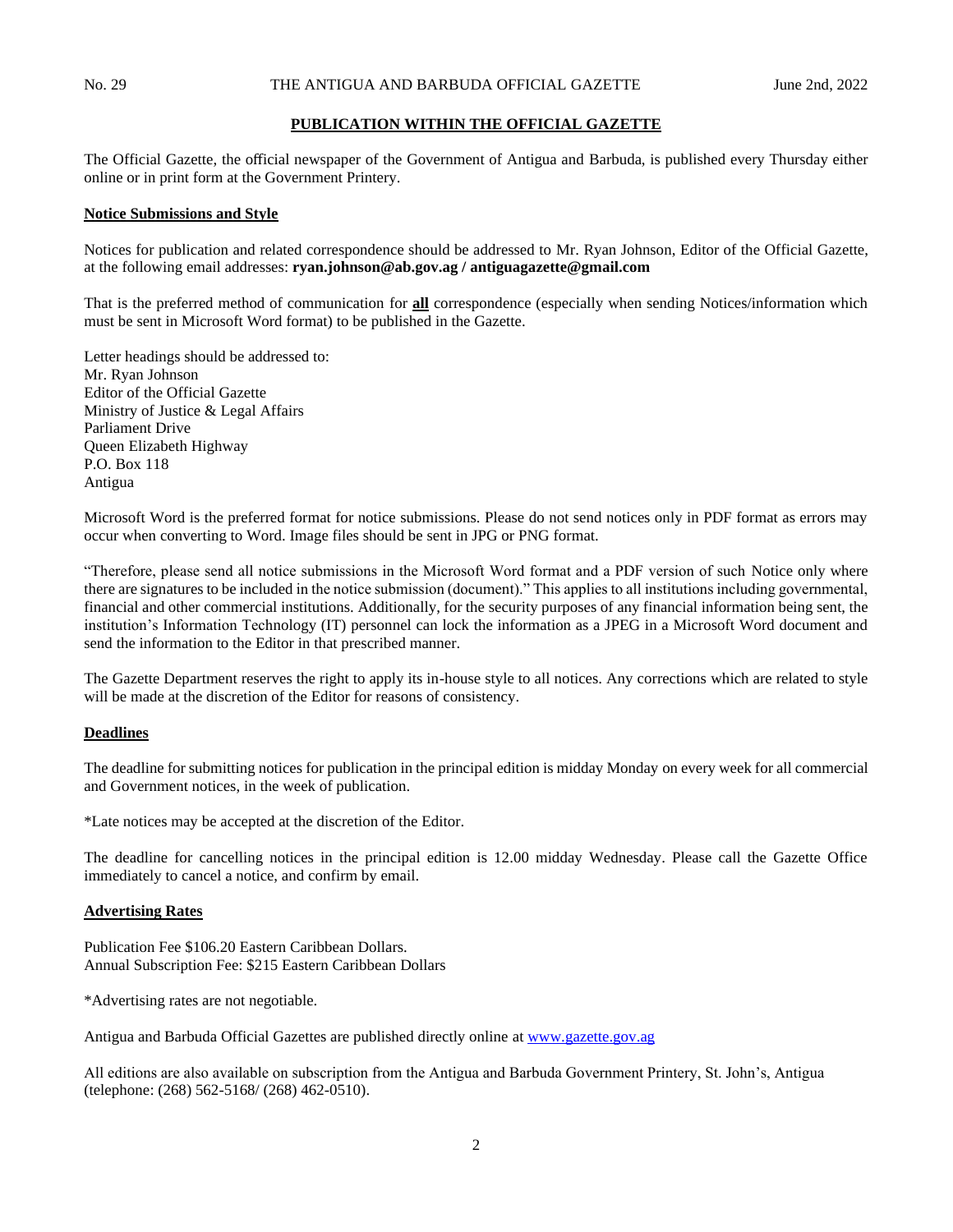## PUBLICATION WITHIN THE OFFICIAL GAZETTE

The Official Gazette, the official newspaper of the Government of Antigua and Barbuda, is published every Thursday either online or in print form at the Government Printery.

### Notice Submissions and Style

Notices for publication and related correspondence should be addressed to Mr. Ryan Johnson, Editor of the Official Gazette, at the following email addresses: **ryan.johnson@ab.gov.ag / antiguagazette@gmail.com**

That is the preferred method of communication for **all** correspondence (especially when sending Notices/information which must be sent in Microsoft Word format) to be published in the Gazette.

Letter headings should be addressed to:
Mr. Ryan Johnson
Editor of the Official Gazette
Ministry of Justice & Legal Affairs
Parliament Drive
Queen Elizabeth Highway
P.O. Box 118
Antigua

Microsoft Word is the preferred format for notice submissions. Please do not send notices only in PDF format as errors may occur when converting to Word. Image files should be sent in JPG or PNG format.

"Therefore, please send all notice submissions in the Microsoft Word format and a PDF version of such Notice only where there are signatures to be included in the notice submission (document)." This applies to all institutions including governmental, financial and other commercial institutions. Additionally, for the security purposes of any financial information being sent, the institution's Information Technology (IT) personnel can lock the information as a JPEG in a Microsoft Word document and send the information to the Editor in that prescribed manner.

The Gazette Department reserves the right to apply its in-house style to all notices. Any corrections which are related to style will be made at the discretion of the Editor for reasons of consistency.

### Deadlines

The deadline for submitting notices for publication in the principal edition is midday Monday on every week for all commercial and Government notices, in the week of publication.

*Late notices may be accepted at the discretion of the Editor.

The deadline for cancelling notices in the principal edition is 12.00 midday Wednesday. Please call the Gazette Office immediately to cancel a notice, and confirm by email.

### Advertising Rates

Publication Fee $106.20 Eastern Caribbean Dollars.
Annual Subscription Fee: $215 Eastern Caribbean Dollars

*Advertising rates are not negotiable.

Antigua and Barbuda Official Gazettes are published directly online at [www.gazette.gov.ag](http://www.gazette.gov.ag)

All editions are also available on subscription from the Antigua and Barbuda Government Printery, St. John's, Antigua (telephone: (268) 562-5168/ (268) 462-0510).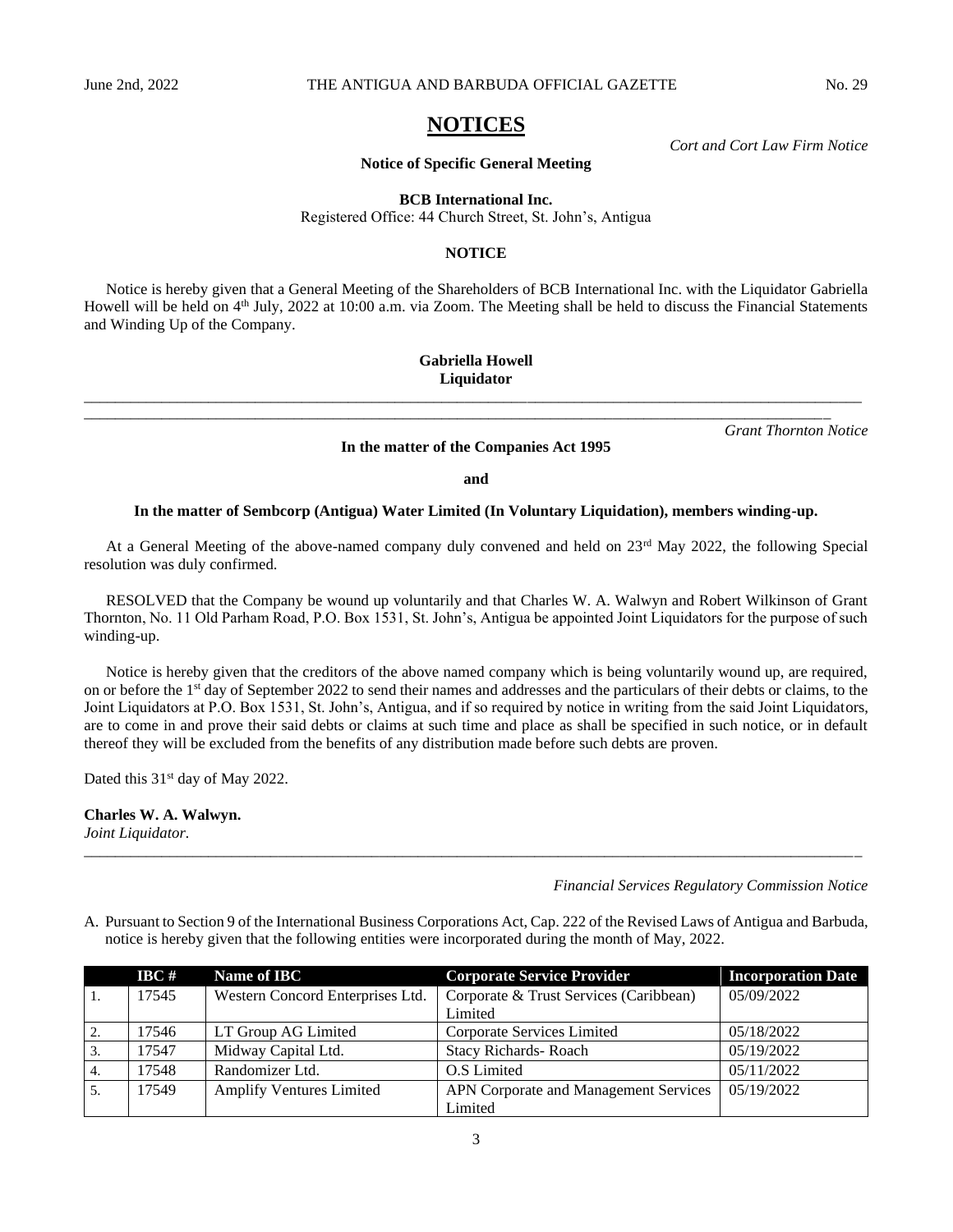# NOTICES

*Cort and Cort Law Firm Notice*

**Notice of Specific General Meeting**

**BCB International Inc.**

Registered Office: 44 Church Street, St. John's, Antigua

**NOTICE**

Notice is hereby given that a General Meeting of the Shareholders of BCB International Inc. with the Liquidator Gabriella Howell will be held on 4th July, 2022 at 10:00 a.m. via Zoom. The Meeting shall be held to discuss the Financial Statements and Winding Up of the Company.

**Gabriella Howell**
**Liquidator**

---

*Grant Thornton Notice*

**In the matter of the Companies Act 1995**

**and**

**In the matter of Sembcorp (Antigua) Water Limited (In Voluntary Liquidation), members winding-up.**

At a General Meeting of the above-named company duly convened and held on 23rd May 2022, the following Special resolution was duly confirmed.

RESOLVED that the Company be wound up voluntarily and that Charles W. A. Walwyn and Robert Wilkinson of Grant Thornton, No. 11 Old Parham Road, P.O. Box 1531, St. John's, Antigua be appointed Joint Liquidators for the purpose of such winding-up.

Notice is hereby given that the creditors of the above named company which is being voluntarily wound up, are required, on or before the 1st day of September 2022 to send their names and addresses and the particulars of their debts or claims, to the Joint Liquidators at P.O. Box 1531, St. John's, Antigua, and if so required by notice in writing from the said Joint Liquidators, are to come in and prove their said debts or claims at such time and place as shall be specified in such notice, or in default thereof they will be excluded from the benefits of any distribution made before such debts are proven.

Dated this 31st day of May 2022.

**Charles W. A. Walwyn.**
*Joint Liquidator.*

---

*Financial Services Regulatory Commission Notice*

A. Pursuant to Section 9 of the International Business Corporations Act, Cap. 222 of the Revised Laws of Antigua and Barbuda, notice is hereby given that the following entities were incorporated during the month of May, 2022.

| | IBC # | Name of IBC | Corporate Service Provider | Incorporation Date |
|---|---|---|---|---|
| 1. | 17545 | Western Concord Enterprises Ltd. | Corporate & Trust Services (Caribbean) Limited | 05/09/2022 |
| 2. | 17546 | LT Group AG Limited | Corporate Services Limited | 05/18/2022 |
| 3. | 17547 | Midway Capital Ltd. | Stacy Richards- Roach | 05/19/2022 |
| 4. | 17548 | Randomizer Ltd. | O.S Limited | 05/11/2022 |
| 5. | 17549 | Amplify Ventures Limited | APN Corporate and Management Services Limited | 05/19/2022 |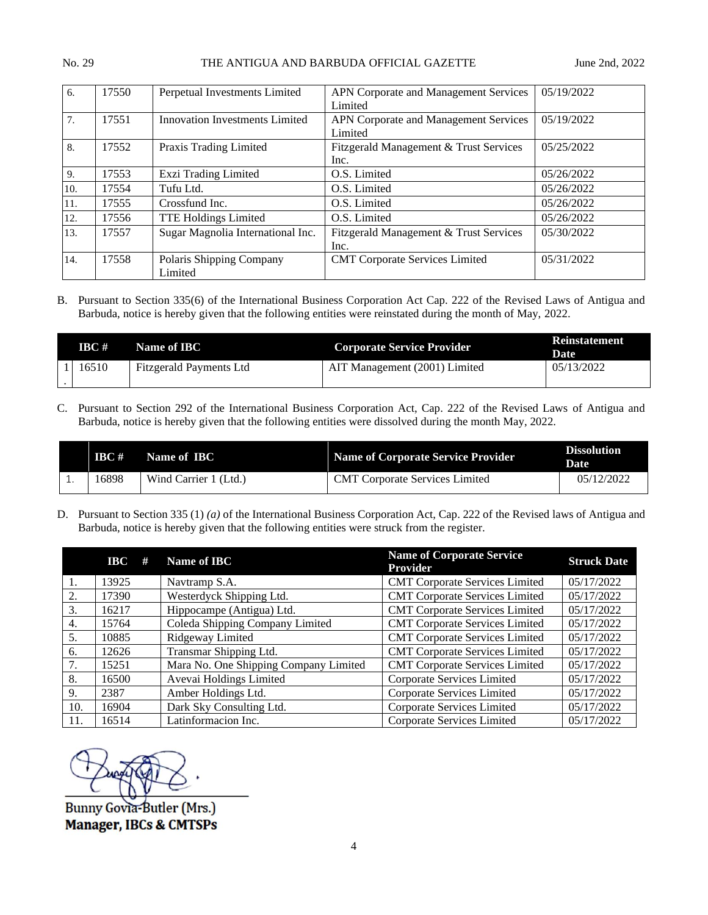| | | | | |
|---|---|---|---|---|
| 6. | 17550 | Perpetual Investments Limited | APN Corporate and Management Services Limited | 05/19/2022 |
| 7. | 17551 | Innovation Investments Limited | APN Corporate and Management Services Limited | 05/19/2022 |
| 8. | 17552 | Praxis Trading Limited | Fitzgerald Management & Trust Services Inc. | 05/25/2022 |
| 9. | 17553 | Exzi Trading Limited | O.S. Limited | 05/26/2022 |
| 10. | 17554 | Tufu Ltd. | O.S. Limited | 05/26/2022 |
| 11. | 17555 | Crossfund Inc. | O.S. Limited | 05/26/2022 |
| 12. | 17556 | TTE Holdings Limited | O.S. Limited | 05/26/2022 |
| 13. | 17557 | Sugar Magnolia International Inc. | Fitzgerald Management & Trust Services Inc. | 05/30/2022 |
| 14. | 17558 | Polaris Shipping Company Limited | CMT Corporate Services Limited | 05/31/2022 |

B. Pursuant to Section 335(6) of the International Business Corporation Act Cap. 222 of the Revised Laws of Antigua and Barbuda, notice is hereby given that the following entities were reinstated during the month of May, 2022.

| | IBC # | Name of IBC | Corporate Service Provider | Reinstatement Date |
|---|---|---|---|---|
| 1. | 16510 | Fitzgerald Payments Ltd | AIT Management (2001) Limited | 05/13/2022 |

C. Pursuant to Section 292 of the International Business Corporation Act, Cap. 222 of the Revised Laws of Antigua and Barbuda, notice is hereby given that the following entities were dissolved during the month May, 2022.

| | IBC # | Name of IBC | Name of Corporate Service Provider | Dissolution Date |
|---|---|---|---|---|
| 1. | 16898 | Wind Carrier 1 (Ltd.) | CMT Corporate Services Limited | 05/12/2022 |

D. Pursuant to Section 335 (1) *(a)* of the International Business Corporation Act, Cap. 222 of the Revised laws of Antigua and Barbuda, notice is hereby given that the following entities were struck from the register.

| | IBC # | Name of IBC | Name of Corporate Service Provider | Struck Date |
|---|---|---|---|---|
| 1. | 13925 | Navtramp S.A. | CMT Corporate Services Limited | 05/17/2022 |
| 2. | 17390 | Westerdyck Shipping Ltd. | CMT Corporate Services Limited | 05/17/2022 |
| 3. | 16217 | Hippocampe (Antigua) Ltd. | CMT Corporate Services Limited | 05/17/2022 |
| 4. | 15764 | Coleda Shipping Company Limited | CMT Corporate Services Limited | 05/17/2022 |
| 5. | 10885 | Ridgeway Limited | CMT Corporate Services Limited | 05/17/2022 |
| 6. | 12626 | Transmar Shipping Ltd. | CMT Corporate Services Limited | 05/17/2022 |
| 7. | 15251 | Mara No. One Shipping Company Limited | CMT Corporate Services Limited | 05/17/2022 |
| 8. | 16500 | Avevai Holdings Limited | Corporate Services Limited | 05/17/2022 |
| 9. | 2387 | Amber Holdings Ltd. | Corporate Services Limited | 05/17/2022 |
| 10. | 16904 | Dark Sky Consulting Ltd. | Corporate Services Limited | 05/17/2022 |
| 11. | 16514 | Latinformacion Inc. | Corporate Services Limited | 05/17/2022 |

Bunny Govia-Butler (Mrs.)
**Manager, IBCs & CMTSPs**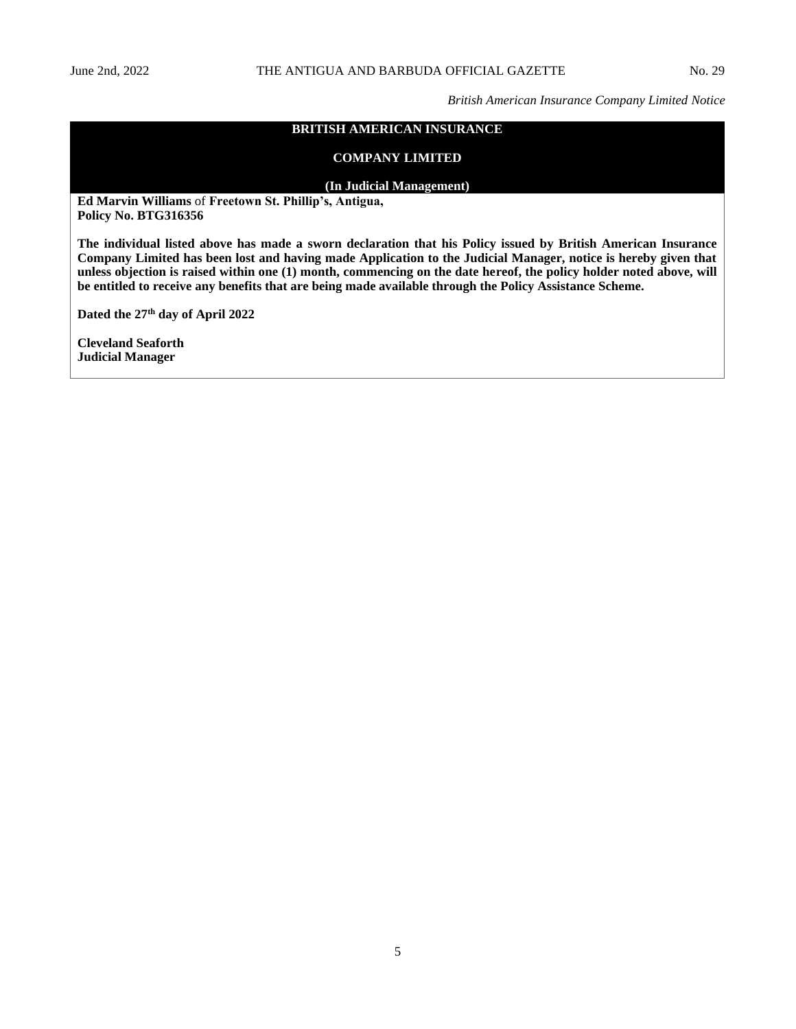*British American Insurance Company Limited Notice*

**BRITISH AMERICAN INSURANCE**

**COMPANY LIMITED**

**(In Judicial Management)**

**Ed Marvin Williams** of **Freetown St. Phillip's, Antigua,**
**Policy No. BTG316356**

**The individual listed above has made a sworn declaration that his Policy issued by British American Insurance Company Limited has been lost and having made Application to the Judicial Manager, notice is hereby given that unless objection is raised within one (1) month, commencing on the date hereof, the policy holder noted above, will be entitled to receive any benefits that are being made available through the Policy Assistance Scheme.**

**Dated the 27th day of April 2022**

**Cleveland Seaforth**
**Judicial Manager**